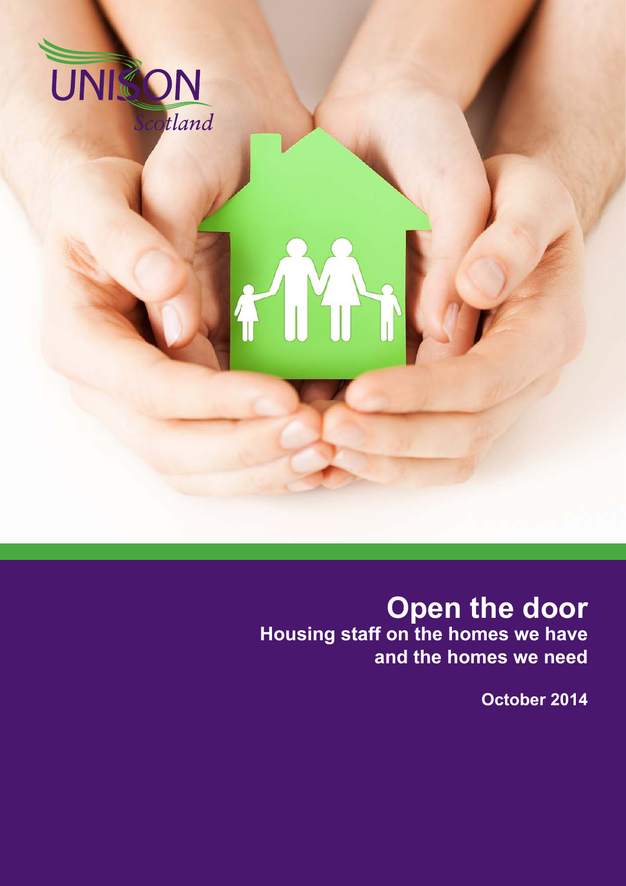UNISON Scotland

# Open the door

## Housing staff on the homes we have and the homes we need

October 2014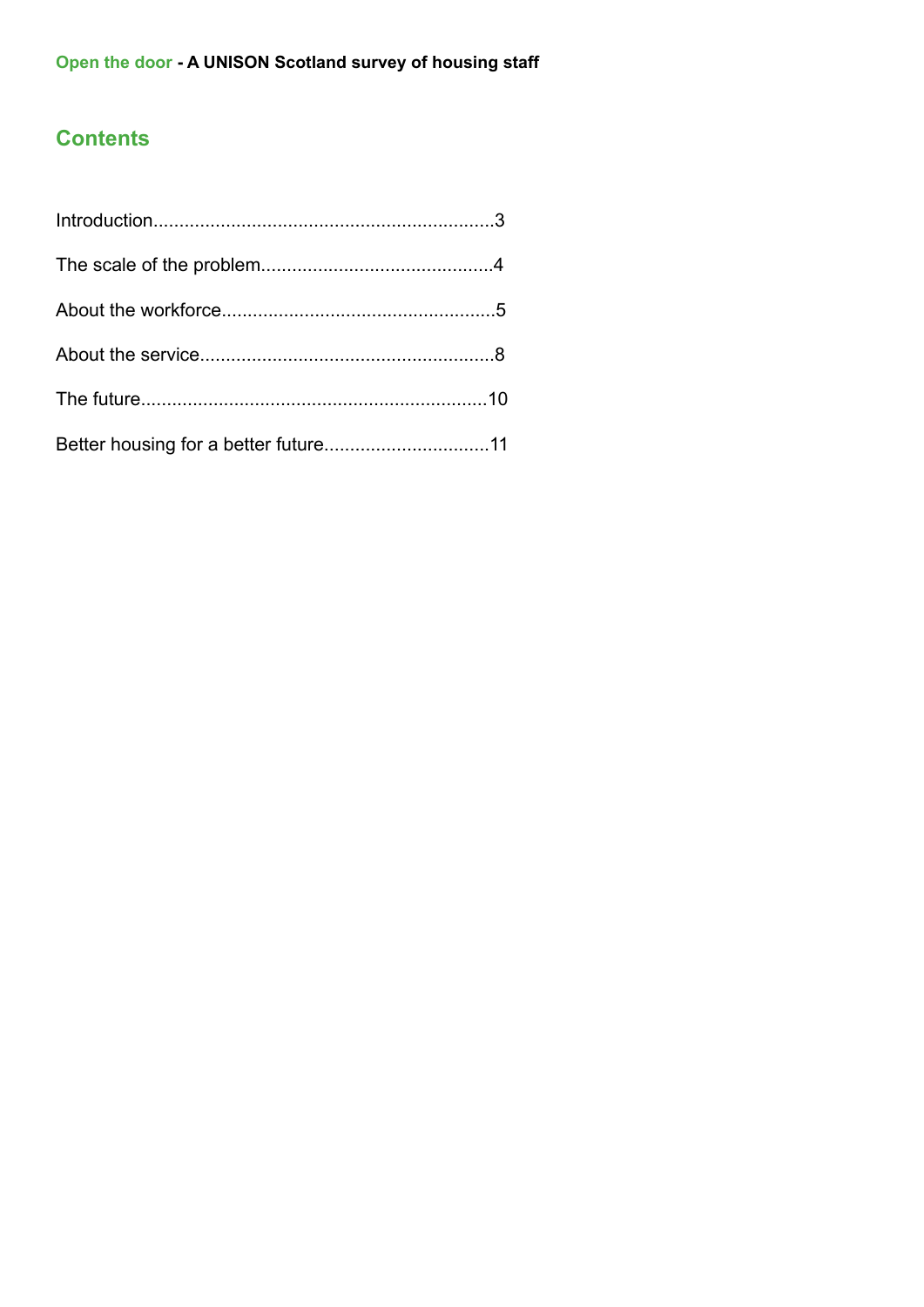## Contents

Introduction.................................................................3

The scale of the problem............................................4

About the workforce....................................................5

About the service........................................................8

The future..................................................................10

Better housing for a better future...............................11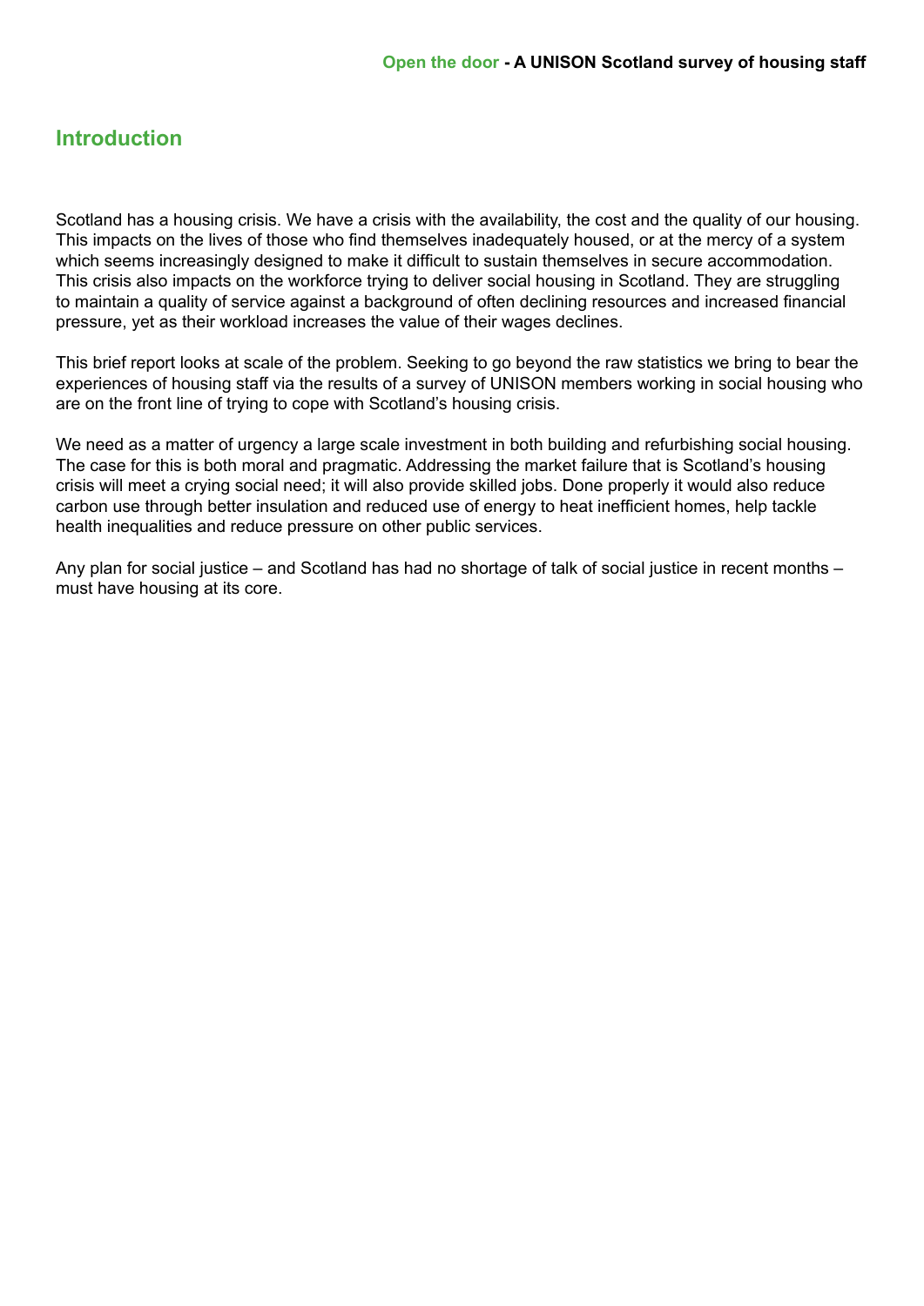## Introduction

Scotland has a housing crisis. We have a crisis with the availability, the cost and the quality of our housing. This impacts on the lives of those who find themselves inadequately housed, or at the mercy of a system which seems increasingly designed to make it difficult to sustain themselves in secure accommodation. This crisis also impacts on the workforce trying to deliver social housing in Scotland. They are struggling to maintain a quality of service against a background of often declining resources and increased financial pressure, yet as their workload increases the value of their wages declines.

This brief report looks at scale of the problem. Seeking to go beyond the raw statistics we bring to bear the experiences of housing staff via the results of a survey of UNISON members working in social housing who are on the front line of trying to cope with Scotland's housing crisis.

We need as a matter of urgency a large scale investment in both building and refurbishing social housing. The case for this is both moral and pragmatic. Addressing the market failure that is Scotland's housing crisis will meet a crying social need; it will also provide skilled jobs. Done properly it would also reduce carbon use through better insulation and reduced use of energy to heat inefficient homes, help tackle health inequalities and reduce pressure on other public services.

Any plan for social justice – and Scotland has had no shortage of talk of social justice in recent months – must have housing at its core.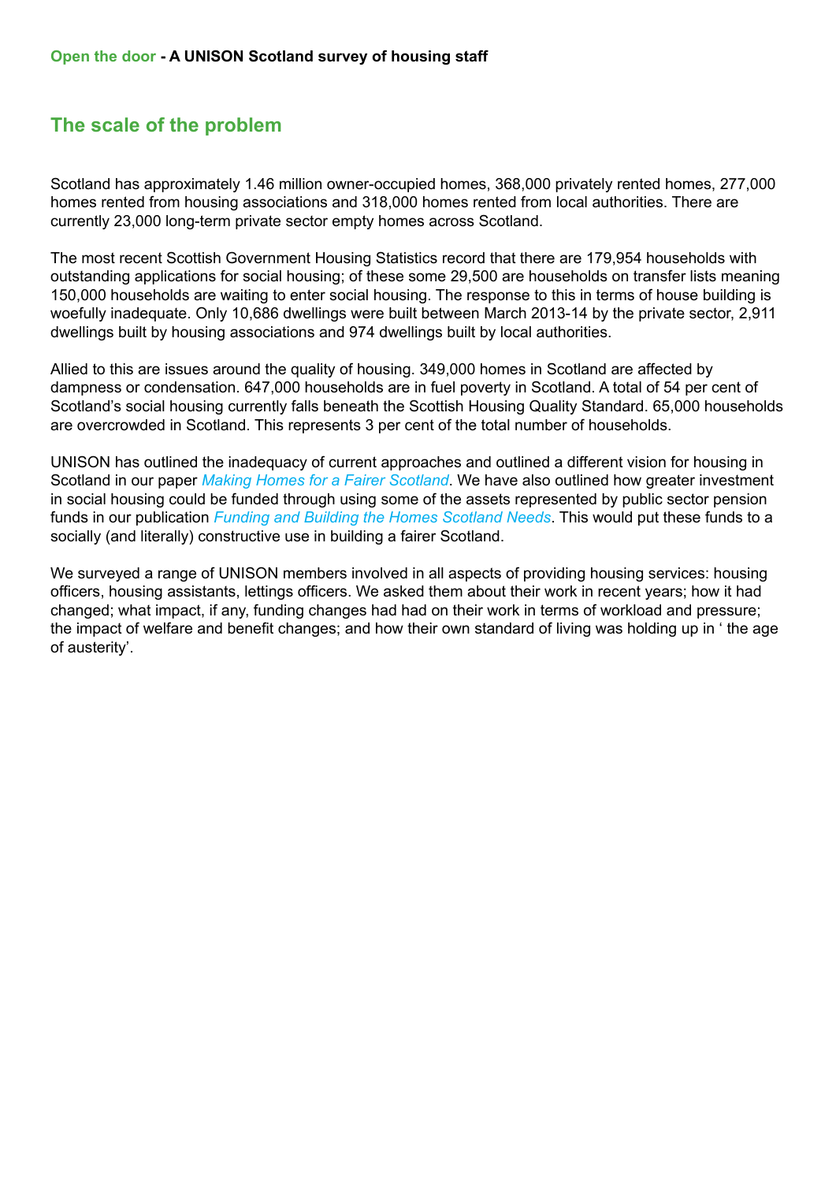## The scale of the problem

Scotland has approximately 1.46 million owner-occupied homes, 368,000 privately rented homes, 277,000 homes rented from housing associations and 318,000 homes rented from local authorities. There are currently 23,000 long-term private sector empty homes across Scotland.

The most recent Scottish Government Housing Statistics record that there are 179,954 households with outstanding applications for social housing; of these some 29,500 are households on transfer lists meaning 150,000 households are waiting to enter social housing. The response to this in terms of house building is woefully inadequate. Only 10,686 dwellings were built between March 2013-14 by the private sector, 2,911 dwellings built by housing associations and 974 dwellings built by local authorities.

Allied to this are issues around the quality of housing. 349,000 homes in Scotland are affected by dampness or condensation. 647,000 households are in fuel poverty in Scotland. A total of 54 per cent of Scotland's social housing currently falls beneath the Scottish Housing Quality Standard. 65,000 households are overcrowded in Scotland. This represents 3 per cent of the total number of households.

UNISON has outlined the inadequacy of current approaches and outlined a different vision for housing in Scotland in our paper *Making Homes for a Fairer Scotland*. We have also outlined how greater investment in social housing could be funded through using some of the assets represented by public sector pension funds in our publication *Funding and Building the Homes Scotland Needs*. This would put these funds to a socially (and literally) constructive use in building a fairer Scotland.

We surveyed a range of UNISON members involved in all aspects of providing housing services: housing officers, housing assistants, lettings officers. We asked them about their work in recent years; how it had changed; what impact, if any, funding changes had had on their work in terms of workload and pressure; the impact of welfare and benefit changes; and how their own standard of living was holding up in ' the age of austerity'.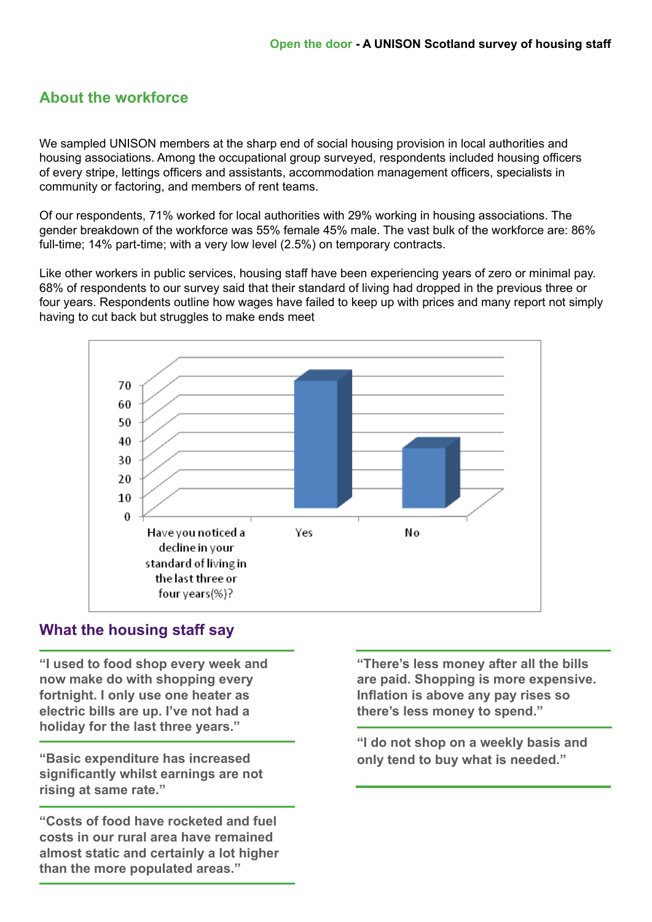## About the workforce

We sampled UNISON members at the sharp end of social housing provision in local authorities and housing associations. Among the occupational group surveyed, respondents included housing officers of every stripe, lettings officers and assistants, accommodation management officers, specialists in community or factoring, and members of rent teams.

Of our respondents, 71% worked for local authorities with 29% working in housing associations. The gender breakdown of the workforce was 55% female 45% male. The vast bulk of the workforce are: 86% full-time; 14% part-time; with a very low level (2.5%) on temporary contracts.

Like other workers in public services, housing staff have been experiencing years of zero or minimal pay. 68% of respondents to our survey said that their standard of living had dropped in the previous three or four years. Respondents outline how wages have failed to keep up with prices and many report not simply having to cut back but struggles to make ends meet

Have you noticed a decline in your standard of living in the last three or four years(%)?

| | Yes | No |
|---|---|---|
| Have you noticed a decline in your standard of living in the last three or four years(%)? | 68 | 32 |

## What the housing staff say

**“I used to food shop every week and now make do with shopping every fortnight. I only use one heater as electric bills are up. I’ve not had a holiday for the last three years.”**

**“Basic expenditure has increased significantly whilst earnings are not rising at same rate.”**

**“Costs of food have rocketed and fuel costs in our rural area have remained almost static and certainly a lot higher than the more populated areas.”**

**“There’s less money after all the bills are paid. Shopping is more expensive. Inflation is above any pay rises so there’s less money to spend.”**

**“I do not shop on a weekly basis and only tend to buy what is needed.”**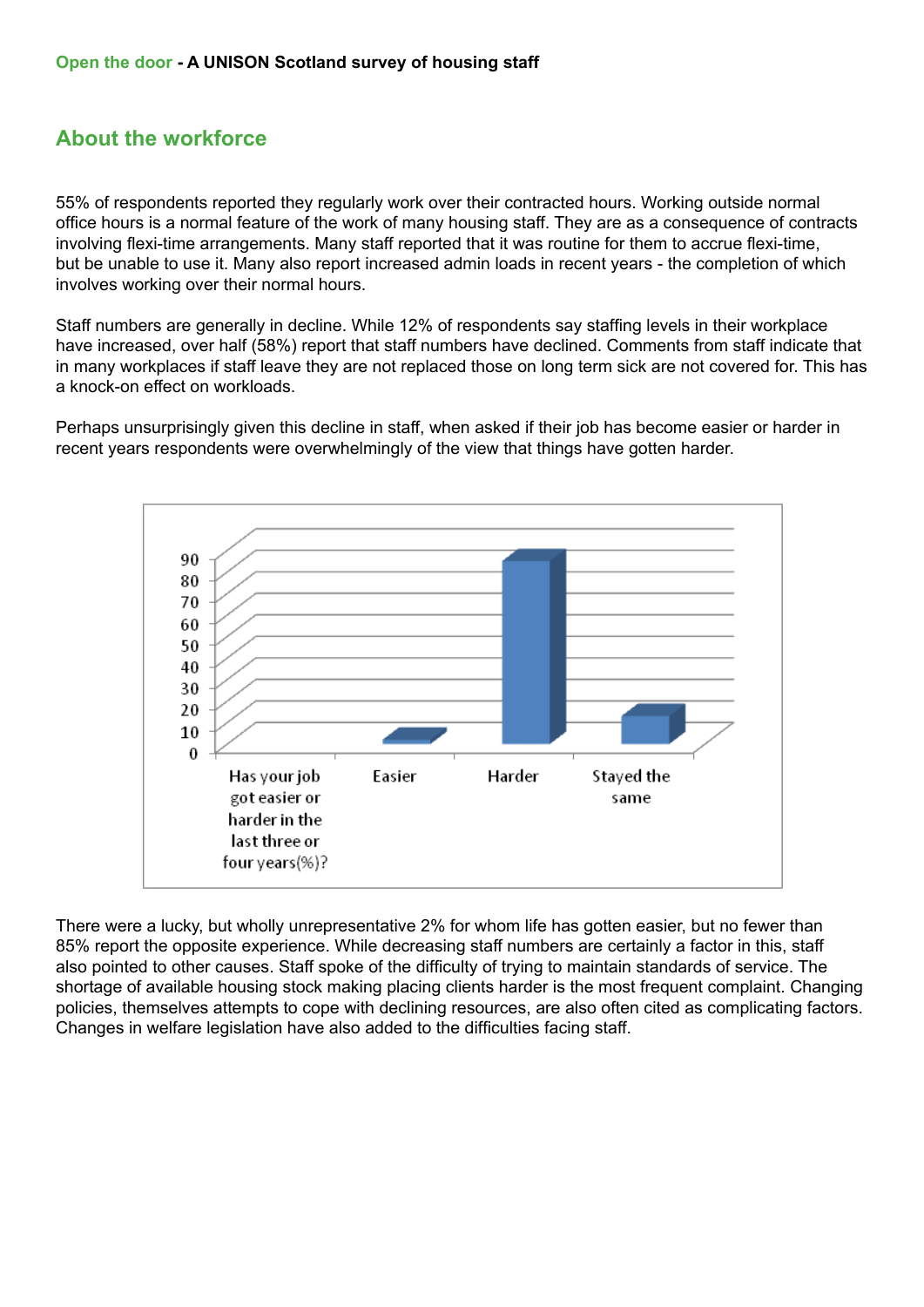## About the workforce

55% of respondents reported they regularly work over their contracted hours. Working outside normal office hours is a normal feature of the work of many housing staff. They are as a consequence of contracts involving flexi-time arrangements. Many staff reported that it was routine for them to accrue flexi-time, but be unable to use it. Many also report increased admin loads in recent years - the completion of which involves working over their normal hours.

Staff numbers are generally in decline. While 12% of respondents say staffing levels in their workplace have increased, over half (58%) report that staff numbers have declined. Comments from staff indicate that in many workplaces if staff leave they are not replaced those on long term sick are not covered for. This has a knock-on effect on workloads.

Perhaps unsurprisingly given this decline in staff, when asked if their job has become easier or harder in recent years respondents were overwhelmingly of the view that things have gotten harder.

Has your job got easier or harder in the last three or four years(%)?

| | Easier | Harder | Stayed the same |
|---|---|---|---|
| % | 2 | 85 | 13 |

There were a lucky, but wholly unrepresentative 2% for whom life has gotten easier, but no fewer than 85% report the opposite experience. While decreasing staff numbers are certainly a factor in this, staff also pointed to other causes. Staff spoke of the difficulty of trying to maintain standards of service. The shortage of available housing stock making placing clients harder is the most frequent complaint. Changing policies, themselves attempts to cope with declining resources, are also often cited as complicating factors. Changes in welfare legislation have also added to the difficulties facing staff.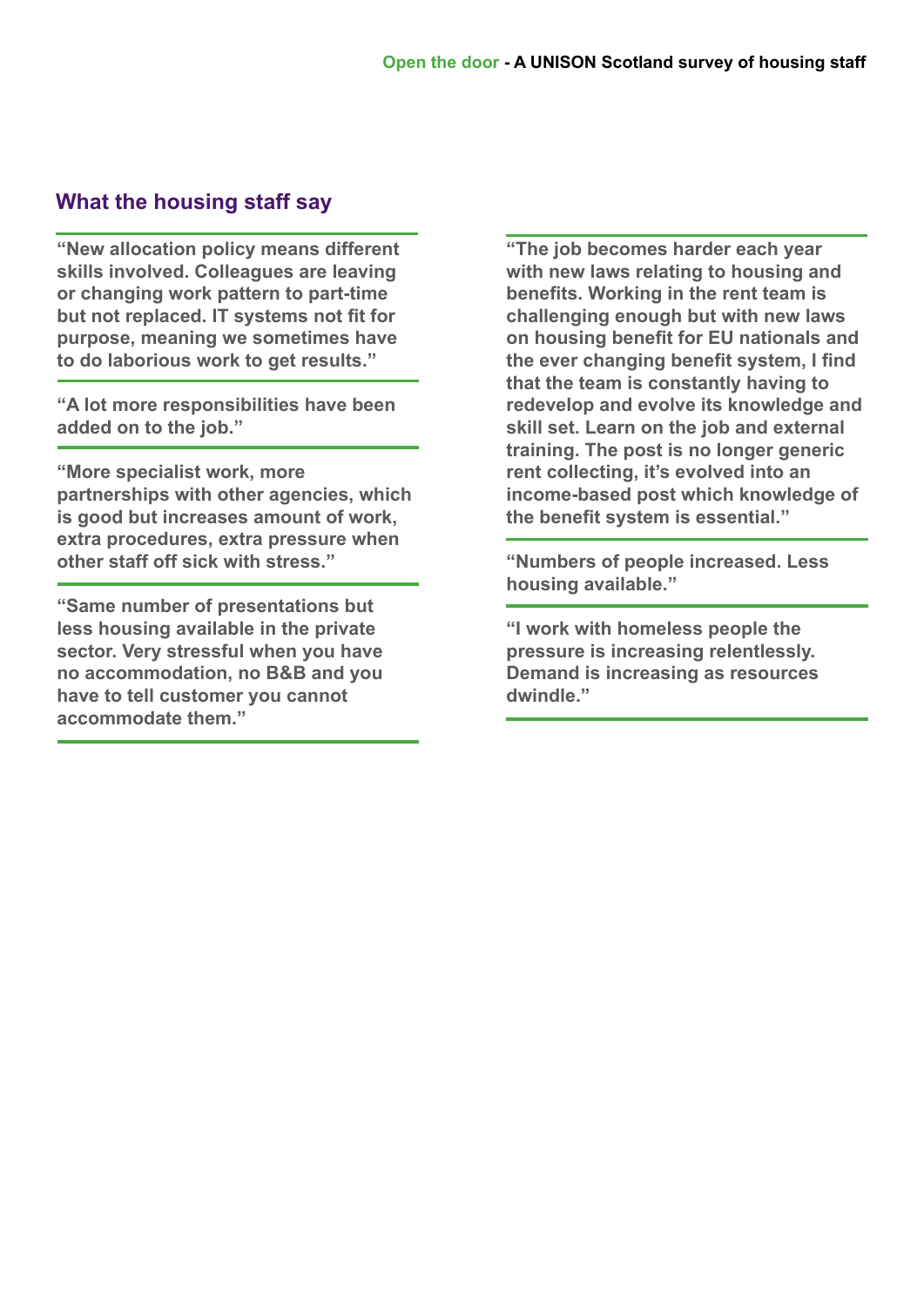## What the housing staff say

**"New allocation policy means different skills involved. Colleagues are leaving or changing work pattern to part-time but not replaced. IT systems not fit for purpose, meaning we sometimes have to do laborious work to get results."**

**"A lot more responsibilities have been added on to the job."**

**"More specialist work, more partnerships with other agencies, which is good but increases amount of work, extra procedures, extra pressure when other staff off sick with stress."**

**"Same number of presentations but less housing available in the private sector. Very stressful when you have no accommodation, no B&B and you have to tell customer you cannot accommodate them."**

**"The job becomes harder each year with new laws relating to housing and benefits. Working in the rent team is challenging enough but with new laws on housing benefit for EU nationals and the ever changing benefit system, I find that the team is constantly having to redevelop and evolve its knowledge and skill set. Learn on the job and external training. The post is no longer generic rent collecting, it's evolved into an income-based post which knowledge of the benefit system is essential."**

**"Numbers of people increased. Less housing available."**

**"I work with homeless people the pressure is increasing relentlessly. Demand is increasing as resources dwindle."**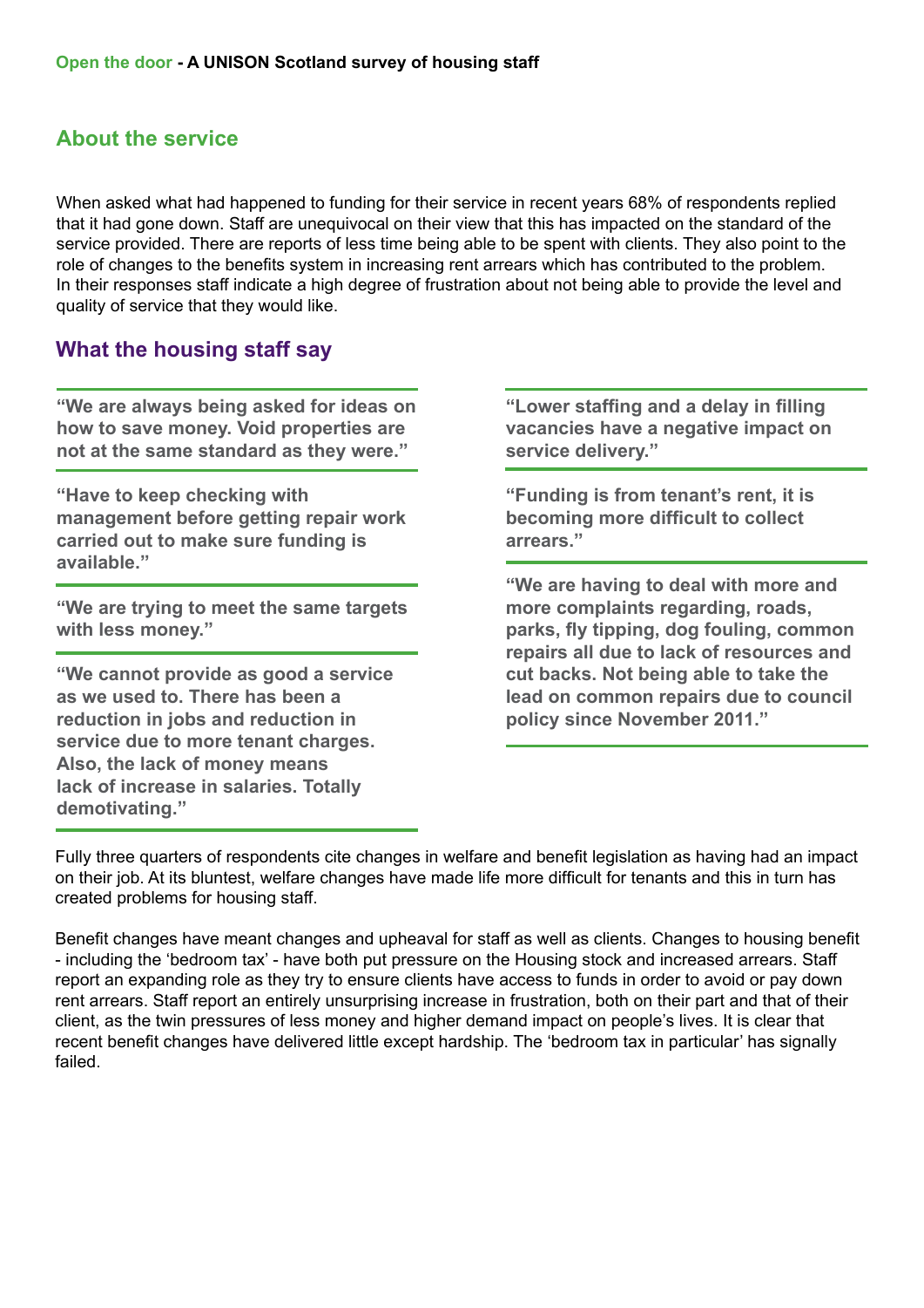## About the service

When asked what had happened to funding for their service in recent years 68% of respondents replied that it had gone down. Staff are unequivocal on their view that this has impacted on the standard of the service provided. There are reports of less time being able to be spent with clients. They also point to the role of changes to the benefits system in increasing rent arrears which has contributed to the problem. In their responses staff indicate a high degree of frustration about not being able to provide the level and quality of service that they would like.

## What the housing staff say

**"We are always being asked for ideas on how to save money. Void properties are not at the same standard as they were."**

**"Have to keep checking with management before getting repair work carried out to make sure funding is available."**

**"We are trying to meet the same targets with less money."**

**"We cannot provide as good a service as we used to. There has been a reduction in jobs and reduction in service due to more tenant charges. Also, the lack of money means lack of increase in salaries. Totally demotivating."**

**"Lower staffing and a delay in filling vacancies have a negative impact on service delivery."**

**"Funding is from tenant's rent, it is becoming more difficult to collect arrears."**

**"We are having to deal with more and more complaints regarding, roads, parks, fly tipping, dog fouling, common repairs all due to lack of resources and cut backs. Not being able to take the lead on common repairs due to council policy since November 2011."**

Fully three quarters of respondents cite changes in welfare and benefit legislation as having had an impact on their job. At its bluntest, welfare changes have made life more difficult for tenants and this in turn has created problems for housing staff.

Benefit changes have meant changes and upheaval for staff as well as clients. Changes to housing benefit - including the 'bedroom tax' - have both put pressure on the Housing stock and increased arrears. Staff report an expanding role as they try to ensure clients have access to funds in order to avoid or pay down rent arrears. Staff report an entirely unsurprising increase in frustration, both on their part and that of their client, as the twin pressures of less money and higher demand impact on people's lives. It is clear that recent benefit changes have delivered little except hardship. The 'bedroom tax in particular' has signally failed.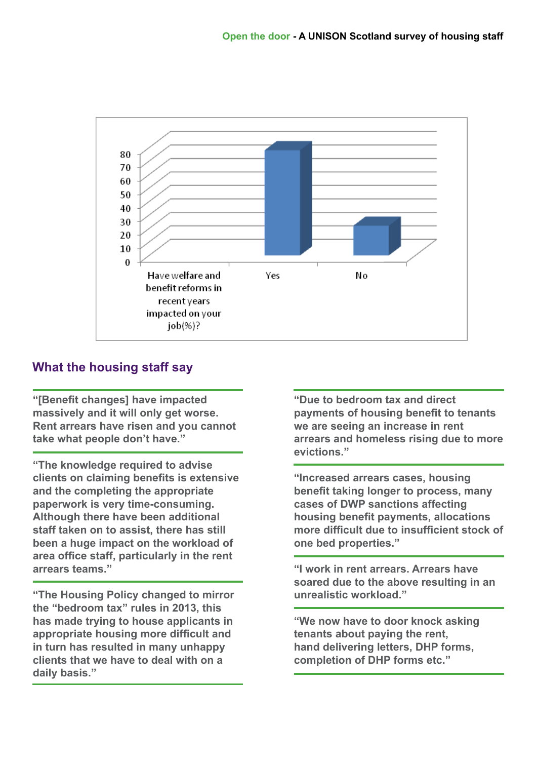Have welfare and benefit reforms in recent years impacted on your job(%)?

| | Yes | No |
|---|---|---|
| Have welfare and benefit reforms in recent years impacted on your job(%)? | ~78 | ~22 |

## What the housing staff say

**"[Benefit changes] have impacted massively and it will only get worse. Rent arrears have risen and you cannot take what people don't have."**

**"The knowledge required to advise clients on claiming benefits is extensive and the completing the appropriate paperwork is very time-consuming. Although there have been additional staff taken on to assist, there has still been a huge impact on the workload of area office staff, particularly in the rent arrears teams."**

**"The Housing Policy changed to mirror the "bedroom tax" rules in 2013, this has made trying to house applicants in appropriate housing more difficult and in turn has resulted in many unhappy clients that we have to deal with on a daily basis."**

**"Due to bedroom tax and direct payments of housing benefit to tenants we are seeing an increase in rent arrears and homeless rising due to more evictions."**

**"Increased arrears cases, housing benefit taking longer to process, many cases of DWP sanctions affecting housing benefit payments, allocations more difficult due to insufficient stock of one bed properties."**

**"I work in rent arrears. Arrears have soared due to the above resulting in an unrealistic workload."**

**"We now have to door knock asking tenants about paying the rent, hand delivering letters, DHP forms, completion of DHP forms etc."**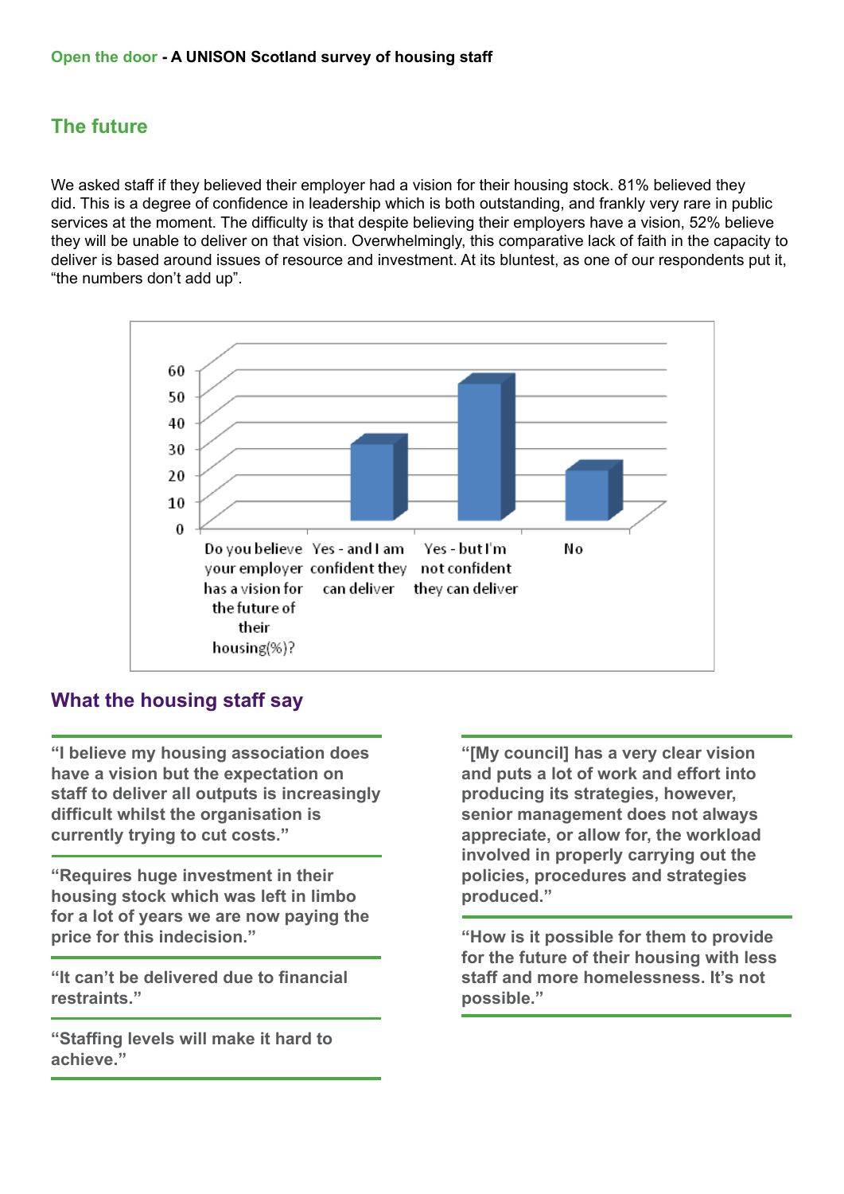## The future

We asked staff if they believed their employer had a vision for their housing stock. 81% believed they did. This is a degree of confidence in leadership which is both outstanding, and frankly very rare in public services at the moment. The difficulty is that despite believing their employers have a vision, 52% believe they will be unable to deliver on that vision. Overwhelmingly, this comparative lack of faith in the capacity to deliver is based around issues of resource and investment. At its bluntest, as one of our respondents put it, "the numbers don't add up".

Do you believe your employer has a vision for the future of their housing(%)?

- Yes - and I am confident they can deliver
- Yes - but I'm not confident they can deliver
- No

## What the housing staff say

**"I believe my housing association does have a vision but the expectation on staff to deliver all outputs is increasingly difficult whilst the organisation is currently trying to cut costs."**

**"Requires huge investment in their housing stock which was left in limbo for a lot of years we are now paying the price for this indecision."**

**"It can't be delivered due to financial restraints."**

**"Staffing levels will make it hard to achieve."**

**"[My council] has a very clear vision and puts a lot of work and effort into producing its strategies, however, senior management does not always appreciate, or allow for, the workload involved in properly carrying out the policies, procedures and strategies produced."**

**"How is it possible for them to provide for the future of their housing with less staff and more homelessness. It's not possible."**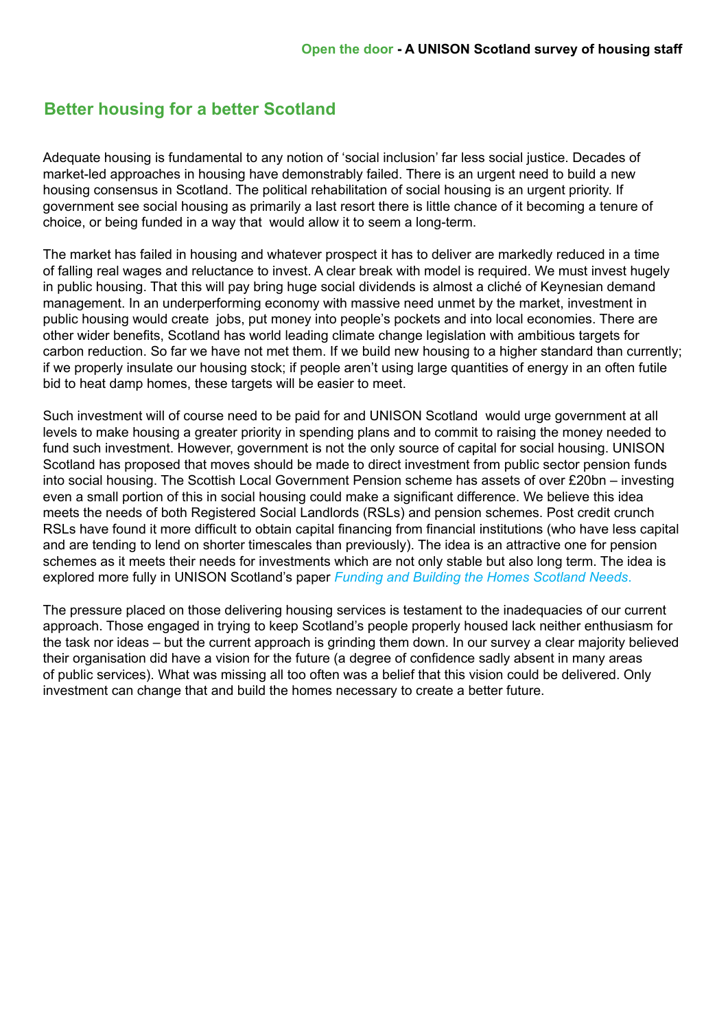## Better housing for a better Scotland

Adequate housing is fundamental to any notion of 'social inclusion' far less social justice. Decades of market-led approaches in housing have demonstrably failed. There is an urgent need to build a new housing consensus in Scotland. The political rehabilitation of social housing is an urgent priority. If government see social housing as primarily a last resort there is little chance of it becoming a tenure of choice, or being funded in a way that would allow it to seem a long-term.

The market has failed in housing and whatever prospect it has to deliver are markedly reduced in a time of falling real wages and reluctance to invest. A clear break with model is required. We must invest hugely in public housing. That this will pay bring huge social dividends is almost a cliché of Keynesian demand management. In an underperforming economy with massive need unmet by the market, investment in public housing would create jobs, put money into people's pockets and into local economies. There are other wider benefits, Scotland has world leading climate change legislation with ambitious targets for carbon reduction. So far we have not met them. If we build new housing to a higher standard than currently; if we properly insulate our housing stock; if people aren't using large quantities of energy in an often futile bid to heat damp homes, these targets will be easier to meet.

Such investment will of course need to be paid for and UNISON Scotland would urge government at all levels to make housing a greater priority in spending plans and to commit to raising the money needed to fund such investment. However, government is not the only source of capital for social housing. UNISON Scotland has proposed that moves should be made to direct investment from public sector pension funds into social housing. The Scottish Local Government Pension scheme has assets of over £20bn – investing even a small portion of this in social housing could make a significant difference. We believe this idea meets the needs of both Registered Social Landlords (RSLs) and pension schemes. Post credit crunch RSLs have found it more difficult to obtain capital financing from financial institutions (who have less capital and are tending to lend on shorter timescales than previously). The idea is an attractive one for pension schemes as it meets their needs for investments which are not only stable but also long term. The idea is explored more fully in UNISON Scotland's paper *Funding and Building the Homes Scotland Needs*.

The pressure placed on those delivering housing services is testament to the inadequacies of our current approach. Those engaged in trying to keep Scotland's people properly housed lack neither enthusiasm for the task nor ideas – but the current approach is grinding them down. In our survey a clear majority believed their organisation did have a vision for the future (a degree of confidence sadly absent in many areas of public services). What was missing all too often was a belief that this vision could be delivered. Only investment can change that and build the homes necessary to create a better future.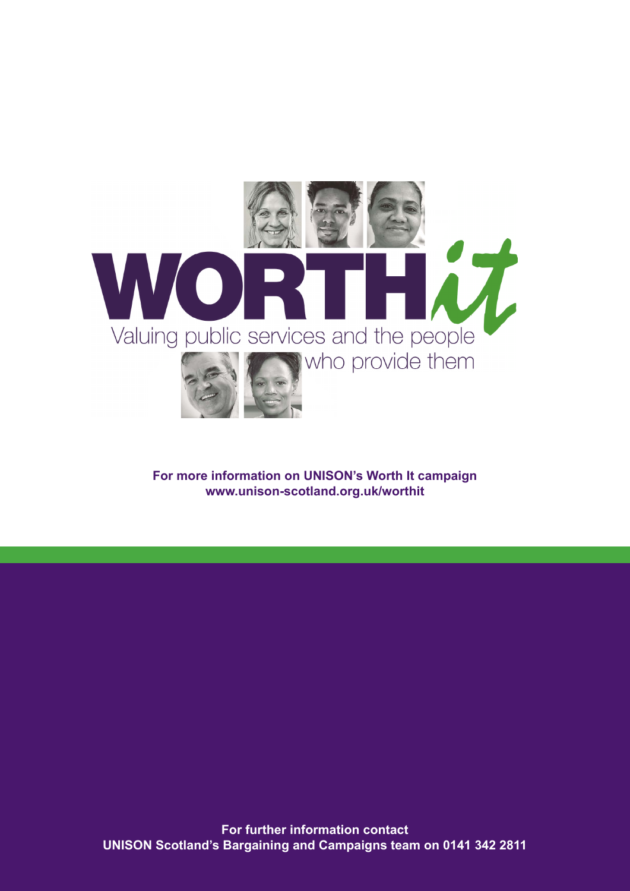WORTH it

Valuing public services and the people who provide them

**For more information on UNISON's Worth It campaign**
**www.unison-scotland.org.uk/worthit**

**For further information contact**
**UNISON Scotland's Bargaining and Campaigns team on 0141 342 2811**